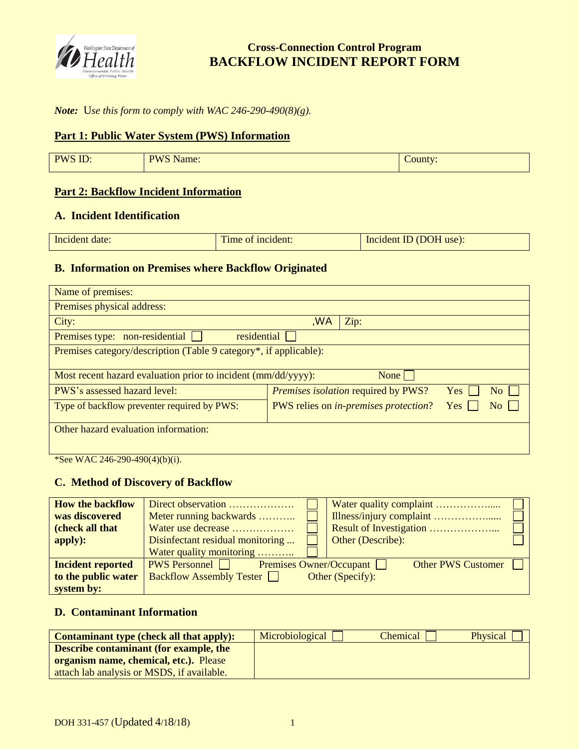Cross-Connection Control Program

# BACKFLOW INCIDENT REPORT FORM

***Note:*** *Use this form to comply with WAC 246-290-490(8)(g).*

## Part 1: Public Water System (PWS) Information

| PWS ID: | PWS Name: | County: |
|---|---|---|

## Part 2: Backflow Incident Information

### A. Incident Identification

| Incident date: | Time of incident: | Incident ID (DOH use): |
|---|---|---|

### B. Information on Premises where Backflow Originated

| | |
|---|---|
| Name of premises: | |
| Premises physical address: | |
| City: ,WA | Zip: |
| Premises type: non-residential ☐ residential ☐ | |
| Premises category/description (Table 9 category*, if applicable): | |
| Most recent hazard evaluation prior to incident (mm/dd/yyyy): None ☐ | |
| PWS's assessed hazard level: | *Premises isolation* required by PWS? Yes ☐ No ☐ |
| Type of backflow preventer required by PWS: | PWS relies on *in-premises protection*? Yes ☐ No ☐ |
| Other hazard evaluation information: | |

*See WAC 246-290-490(4)(b)(i).

### C. Method of Discovery of Backflow

| | | | | |
|---|---|---|---|---|
| **How the backflow was discovered (check all that apply):** | Direct observation ………………. | ☐ | Water quality complaint …………….... | ☐ |
| | Meter running backwards ……….. | ☐ | Illness/injury complaint …………….... | ☐ |
| | Water use decrease ……………… | ☐ | Result of Investigation ………………... | ☐ |
| | Disinfectant residual monitoring ... | ☐ | Other (Describe): | ☐ |
| | Water quality monitoring ……….. | ☐ | | |
| **Incident reported to the public water system by:** | PWS Personnel ☐ Premises Owner/Occupant ☐ Other PWS Customer ☐ Backflow Assembly Tester ☐ Other (Specify): | | | |

### D. Contaminant Information

| | |
|---|---|
| **Contaminant type (check all that apply):** | Microbiological ☐ Chemical ☐ Physical ☐ |
| **Describe contaminant (for example, the organism name, chemical, etc.).** Please attach lab analysis or MSDS, if available. | |

DOH 331-457 (Updated 4/18/18)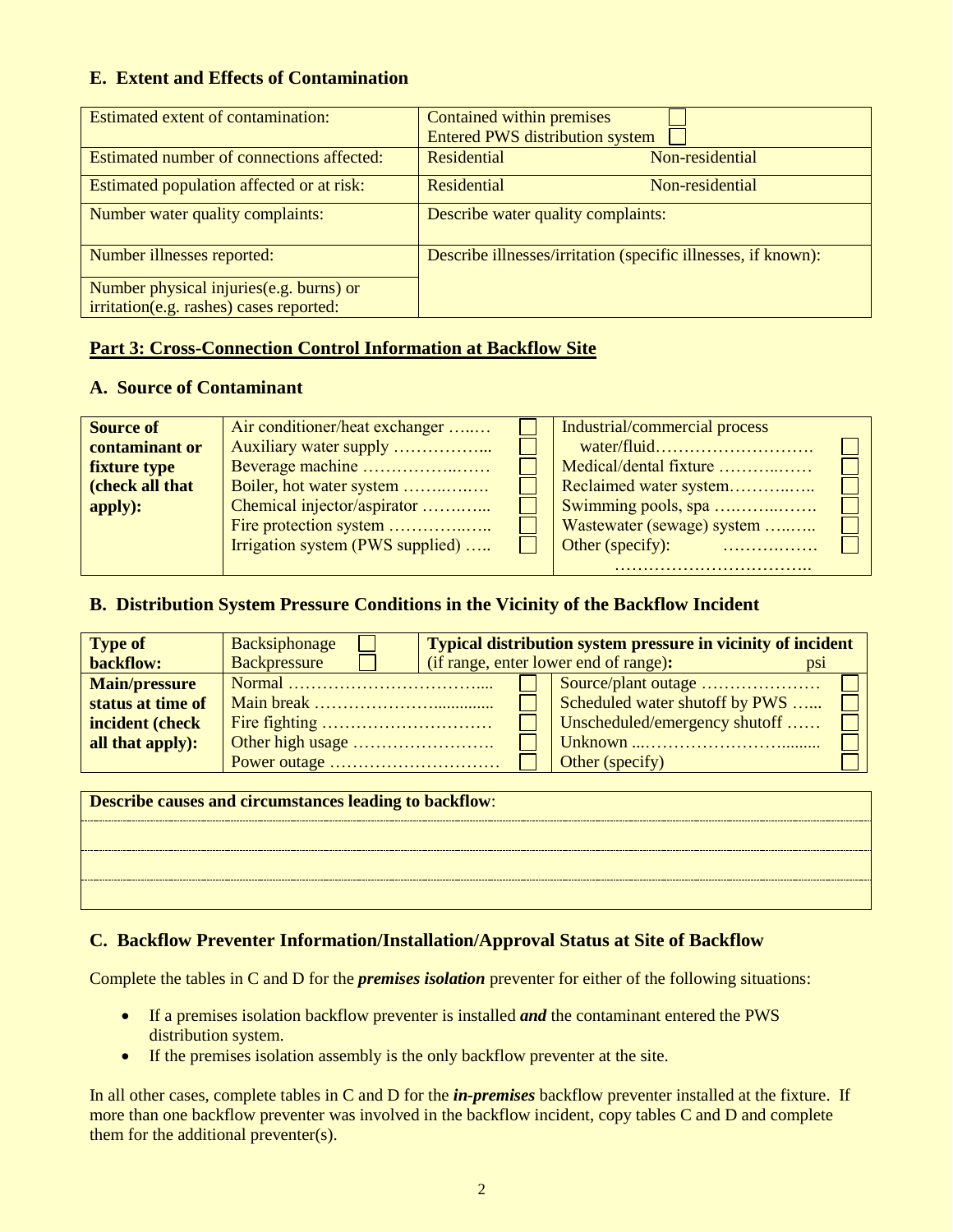### E. Extent and Effects of Contamination

| | | |
|---|---|---|
| Estimated extent of contamination: | Contained within premises ☐<br>Entered PWS distribution system ☐ | |
| Estimated number of connections affected: | Residential | Non-residential |
| Estimated population affected or at risk: | Residential | Non-residential |
| Number water quality complaints: | Describe water quality complaints: | |
| Number illnesses reported: | Describe illnesses/irritation (specific illnesses, if known): | |
| Number physical injuries(e.g. burns) or irritation(e.g. rashes) cases reported: | | |

## Part 3: Cross-Connection Control Information at Backflow Site

### A. Source of Contaminant

| | | | | |
|---|---|---|---|---|
| **Source of contaminant or fixture type (check all that apply):** | Air conditioner/heat exchanger …..… | ☐ | Industrial/commercial process water/fluid………………………. | ☐ |
| | Auxiliary water supply ……………... | ☐ | Medical/dental fixture ………..…… | ☐ |
| | Beverage machine ……………..…… | ☐ | Reclaimed water system………..….. | ☐ |
| | Boiler, hot water system ……..….…. | ☐ | Swimming pools, spa …..……..……. | ☐ |
| | Chemical injector/aspirator ……..…... | ☐ | Wastewater (sewage) system …..….. | ☐ |
| | Fire protection system …………..….. | ☐ | Other (specify): ……….……. ……………………………. | ☐ |
| | Irrigation system (PWS supplied) ….. | ☐ | | |

### B. Distribution System Pressure Conditions in the Vicinity of the Backflow Incident

| | | | | |
|---|---|---|---|---|
| **Type of backflow:** | Backsiphonage ☐<br>Backpressure ☐ | | **Typical distribution system pressure in vicinity of incident** (if range, enter lower end of range)**:** psi | |
| **Main/pressure status at time of incident (check all that apply):** | Normal ……………………………... | ☐ | Source/plant outage ………………… | ☐ |
| | Main break …………………............. | ☐ | Scheduled water shutoff by PWS …... | ☐ |
| | Fire fighting ………………………… | ☐ | Unscheduled/emergency shutoff …… | ☐ |
| | Other high usage ……………………. | ☐ | Unknown ...……………………......... | ☐ |
| | Power outage ………………………… | ☐ | Other (specify) | ☐ |

| **Describe causes and circumstances leading to backflow**: |
|---|
| |
| |
| |

### C. Backflow Preventer Information/Installation/Approval Status at Site of Backflow

Complete the tables in C and D for the ***premises isolation*** preventer for either of the following situations:

- If a premises isolation backflow preventer is installed ***and*** the contaminant entered the PWS distribution system.
- If the premises isolation assembly is the only backflow preventer at the site.

In all other cases, complete tables in C and D for the ***in-premises*** backflow preventer installed at the fixture. If more than one backflow preventer was involved in the backflow incident, copy tables C and D and complete them for the additional preventer(s).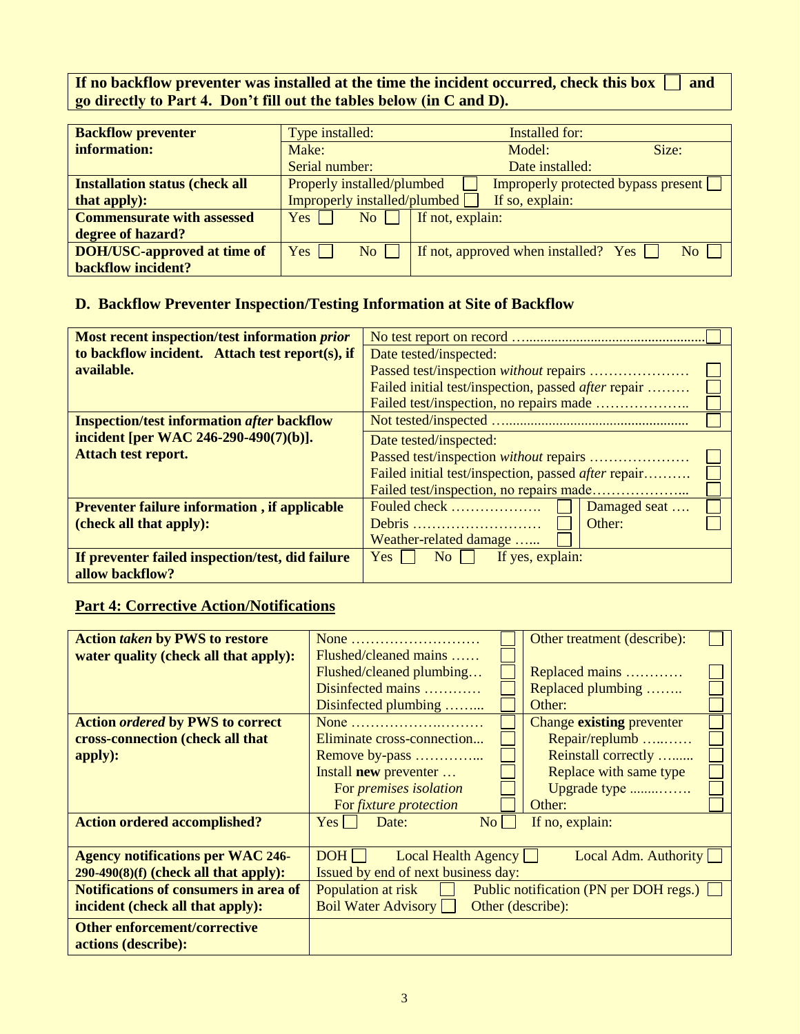**If no backflow preventer was installed at the time the incident occurred, check this box ☐ and go directly to Part 4. Don't fill out the tables below (in C and D).**

| | | |
|---|---|---|
| **Backflow preventer information:** | Type installed: Installed for: <br> Make: Model: Size: <br> Serial number: Date installed: | |
| **Installation status (check all that apply):** | Properly installed/plumbed ☐ Improperly protected bypass present ☐ <br> Improperly installed/plumbed ☐ If so, explain: | |
| **Commensurate with assessed degree of hazard?** | Yes ☐ No ☐ | If not, explain: |
| **DOH/USC-approved at time of backflow incident?** | Yes ☐ No ☐ | If not, approved when installed? Yes ☐ No ☐ |

## D. Backflow Preventer Inspection/Testing Information at Site of Backflow

| | | |
|---|---|---|
| **Most recent inspection/test information *prior* to backflow incident. Attach test report(s), if available.** | No test report on record ……………………………………………… ☐ <br> Date tested/inspected: <br> Passed test/inspection *without* repairs ………………… ☐ <br> Failed initial test/inspection, passed *after* repair ……… ☐ <br> Failed test/inspection, no repairs made ……………….. ☐ | |
| **Inspection/test information *after* backflow incident [per WAC 246-290-490(7)(b)]. Attach test report.** | Not tested/inspected ……………………………………………… ☐ <br> Date tested/inspected: <br> Passed test/inspection *without* repairs ………………… ☐ <br> Failed initial test/inspection, passed *after* repair………. ☐ <br> Failed test/inspection, no repairs made……………….. ☐ | |
| **Preventer failure information , if applicable (check all that apply):** | Fouled check ………………. ☐ <br> Debris ……………………… ☐ <br> Weather-related damage …... ☐ | Damaged seat …. ☐ <br> Other: ☐ |
| **If preventer failed inspection/test, did failure allow backflow?** | Yes ☐ No ☐ If yes, explain: | |

## Part 4: Corrective Action/Notifications

| | | |
|---|---|---|
| **Action *taken* by PWS to restore water quality (check all that apply):** | None ……………………… ☐ <br> Flushed/cleaned mains …… ☐ <br> Flushed/cleaned plumbing… ☐ <br> Disinfected mains ………… ☐ <br> Disinfected plumbing ……... ☐ | Other treatment (describe): ☐ <br><br> Replaced mains ………… ☐ <br> Replaced plumbing …….. ☐ <br> Other: ☐ |
| **Action *ordered* by PWS to correct cross-connection (check all that apply):** | None ……………………… ☐ <br> Eliminate cross-connection... ☐ <br> Remove by-pass …………... ☐ <br> Install **new** preventer … ☐ <br> For *premises isolation* ☐ <br> For *fixture protection* ☐ | Change **existing** preventer ☐ <br> Repair/replumb ……… ☐ <br> Reinstall correctly …..... ☐ <br> Replace with same type ☐ <br> Upgrade type ……..…. ☐ <br> Other: ☐ |
| **Action ordered accomplished?** | Yes ☐ Date: No ☐ | If no, explain: |
| **Agency notifications per WAC 246-290-490(8)(f) (check all that apply):** | DOH ☐ Local Health Agency ☐ Local Adm. Authority ☐ <br> Issued by end of next business day: | |
| **Notifications of consumers in area of incident (check all that apply):** | Population at risk ☐ Public notification (PN per DOH regs.) ☐ <br> Boil Water Advisory ☐ Other (describe): | |
| **Other enforcement/corrective actions (describe):** | | |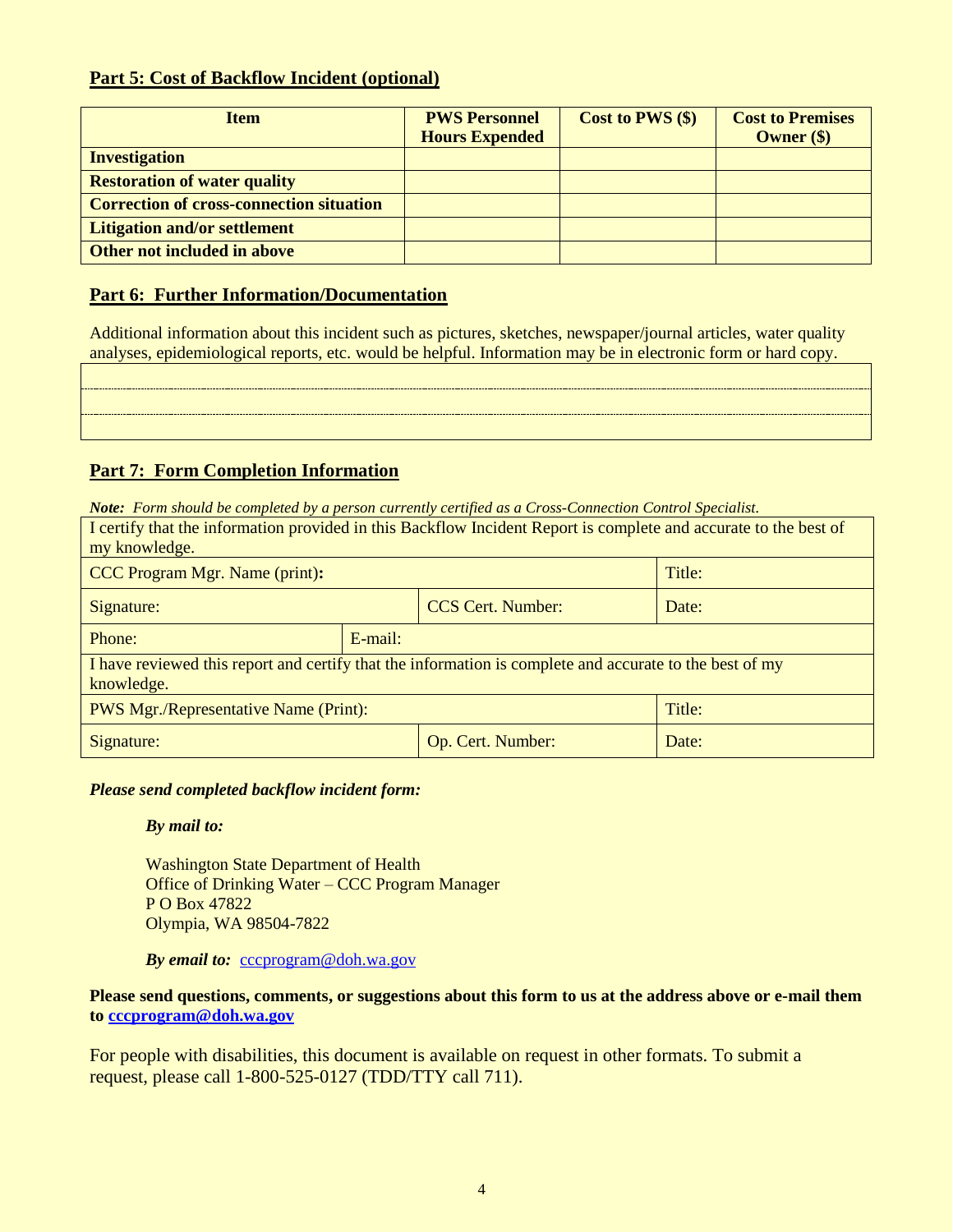## Part 5: Cost of Backflow Incident (optional)

| Item | PWS Personnel Hours Expended | Cost to PWS ($) | Cost to Premises Owner ($) |
|---|---|---|---|
| **Investigation** | | | |
| **Restoration of water quality** | | | |
| **Correction of cross-connection situation** | | | |
| **Litigation and/or settlement** | | | |
| **Other not included in above** | | | |

## Part 6: Further Information/Documentation

Additional information about this incident such as pictures, sketches, newspaper/journal articles, water quality analyses, epidemiological reports, etc. would be helpful. Information may be in electronic form or hard copy.

## Part 7: Form Completion Information

***Note:*** *Form should be completed by a person currently certified as a Cross-Connection Control Specialist.*

| | | | |
|---|---|---|---|
| I certify that the information provided in this Backflow Incident Report is complete and accurate to the best of my knowledge. | | | |
| CCC Program Mgr. Name (print): | | | Title: |
| Signature: | | CCS Cert. Number: | Date: |
| Phone: | E-mail: | | |
| I have reviewed this report and certify that the information is complete and accurate to the best of my knowledge. | | | |
| PWS Mgr./Representative Name (Print): | | | Title: |
| Signature: | | Op. Cert. Number: | Date: |

***Please send completed backflow incident form:***

***By mail to:***

Washington State Department of Health
Office of Drinking Water – CCC Program Manager
P O Box 47822
Olympia, WA 98504-7822

***By email to:*** cccprogram@doh.wa.gov

**Please send questions, comments, or suggestions about this form to us at the address above or e-mail them to cccprogram@doh.wa.gov**

For people with disabilities, this document is available on request in other formats. To submit a request, please call 1-800-525-0127 (TDD/TTY call 711).